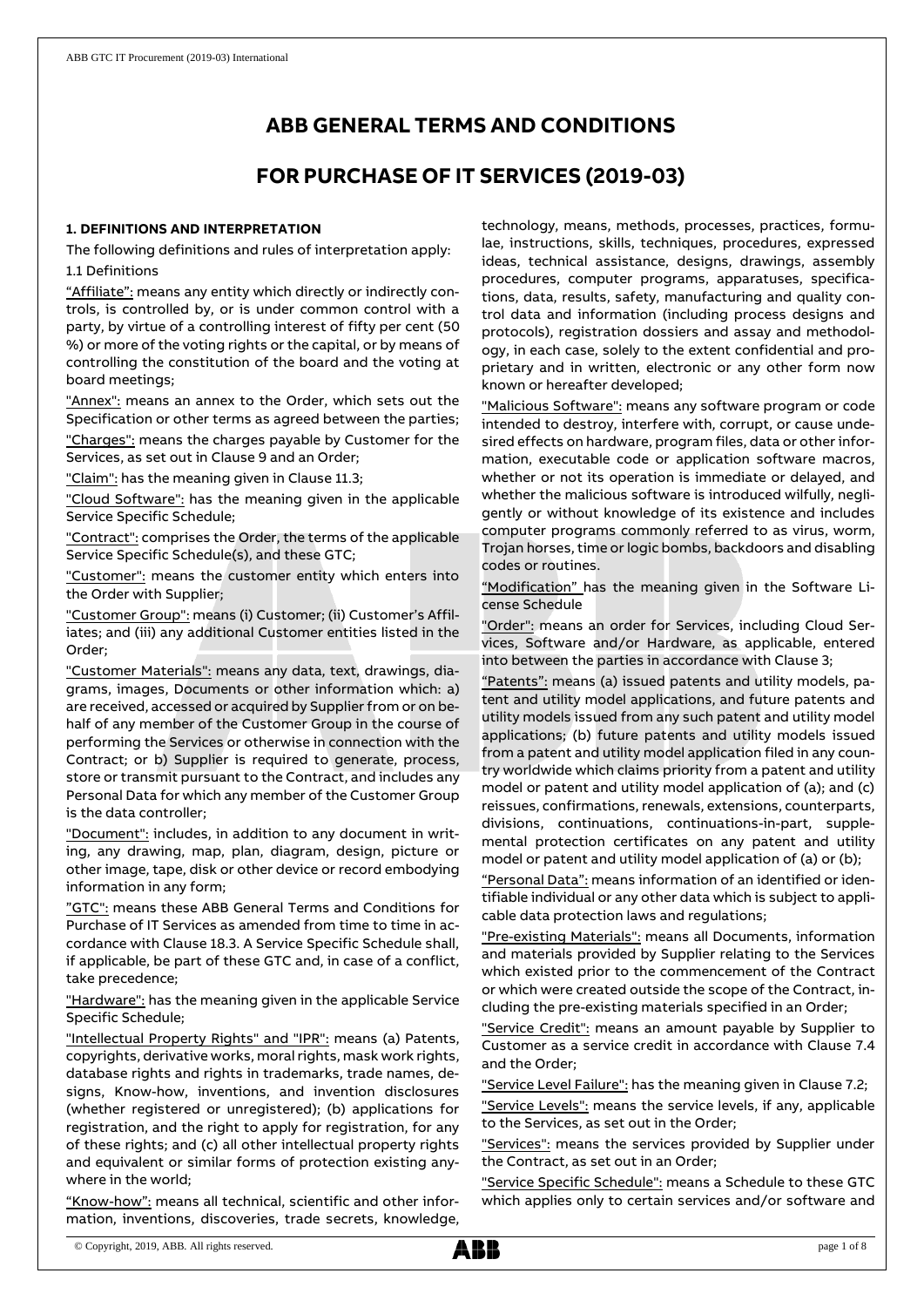# ABB GENERAL TERMS AND CONDITIONS

# FOR PURCHASE OF IT SERVICES (2019-03)

### 1. DEFINITIONS AND INTERPRETATION

The following definitions and rules of interpretation apply:

1.1 Definitions

"Affiliate": means any entity which directly or indirectly controls, is controlled by, or is under common control with a party, by virtue of a controlling interest of fifty per cent (50 %) or more of the voting rights or the capital, or by means of controlling the constitution of the board and the voting at board meetings;

"Annex": means an annex to the Order, which sets out the Specification or other terms as agreed between the parties;

"Charges": means the charges payable by Customer for the Services, as set out in Clause 9 and an Order;

"Claim": has the meaning given in Clause 11.3;

"Cloud Software": has the meaning given in the applicable Service Specific Schedule;

"Contract": comprises the Order, the terms of the applicable Service Specific Schedule(s), and these GTC;

"Customer": means the customer entity which enters into the Order with Supplier;

"Customer Group": means (i) Customer; (ii) Customer's Affiliates; and (iii) any additional Customer entities listed in the Order;

"Customer Materials": means any data, text, drawings, diagrams, images, Documents or other information which: a) are received, accessed or acquired by Supplier from or on behalf of any member of the Customer Group in the course of performing the Services or otherwise in connection with the Contract; or b) Supplier is required to generate, process, store or transmit pursuant to the Contract, and includes any Personal Data for which any member of the Customer Group is the data controller;

"Document": includes, in addition to any document in writing, any drawing, map, plan, diagram, design, picture or other image, tape, disk or other device or record embodying information in any form;

"GTC": means these ABB General Terms and Conditions for Purchase of IT Services as amended from time to time in accordance with Clause 18.3. A Service Specific Schedule shall, if applicable, be part of these GTC and, in case of a conflict, take precedence;

"Hardware": has the meaning given in the applicable Service Specific Schedule;

"Intellectual Property Rights" and "IPR": means (a) Patents, copyrights, derivative works, moral rights, mask work rights, database rights and rights in trademarks, trade names, designs, Know-how, inventions, and invention disclosures (whether registered or unregistered); (b) applications for registration, and the right to apply for registration, for any of these rights; and (c) all other intellectual property rights and equivalent or similar forms of protection existing anywhere in the world;

"Know-how": means all technical, scientific and other information, inventions, discoveries, trade secrets, knowledge, technology, means, methods, processes, practices, formulae, instructions, skills, techniques, procedures, expressed ideas, technical assistance, designs, drawings, assembly procedures, computer programs, apparatuses, specifications, data, results, safety, manufacturing and quality control data and information (including process designs and protocols), registration dossiers and assay and methodology, in each case, solely to the extent confidential and proprietary and in written, electronic or any other form now known or hereafter developed;

"Malicious Software": means any software program or code intended to destroy, interfere with, corrupt, or cause undesired effects on hardware, program files, data or other information, executable code or application software macros, whether or not its operation is immediate or delayed, and whether the malicious software is introduced wilfully, negligently or without knowledge of its existence and includes computer programs commonly referred to as virus, worm, Trojan horses, time or logic bombs, backdoors and disabling codes or routines.

"Modification" has the meaning given in the Software License Schedule

"Order": means an order for Services, including Cloud Services, Software and/or Hardware, as applicable, entered into between the parties in accordance with Clause 3;

"Patents": means (a) issued patents and utility models, patent and utility model applications, and future patents and utility models issued from any such patent and utility model applications; (b) future patents and utility models issued from a patent and utility model application filed in any country worldwide which claims priority from a patent and utility model or patent and utility model application of (a); and (c) reissues, confirmations, renewals, extensions, counterparts, divisions, continuations, continuations-in-part, supplemental protection certificates on any patent and utility model or patent and utility model application of (a) or (b);

"Personal Data": means information of an identified or identifiable individual or any other data which is subject to applicable data protection laws and regulations;

"Pre-existing Materials": means all Documents, information and materials provided by Supplier relating to the Services which existed prior to the commencement of the Contract or which were created outside the scope of the Contract, including the pre-existing materials specified in an Order;

"Service Credit": means an amount payable by Supplier to Customer as a service credit in accordance with Clause 7.4 and the Order;

"Service Level Failure": has the meaning given in Clause 7.2;

"Service Levels": means the service levels, if any, applicable to the Services, as set out in the Order;

"Services": means the services provided by Supplier under the Contract, as set out in an Order;

"Service Specific Schedule": means a Schedule to these GTC which applies only to certain services and/or software and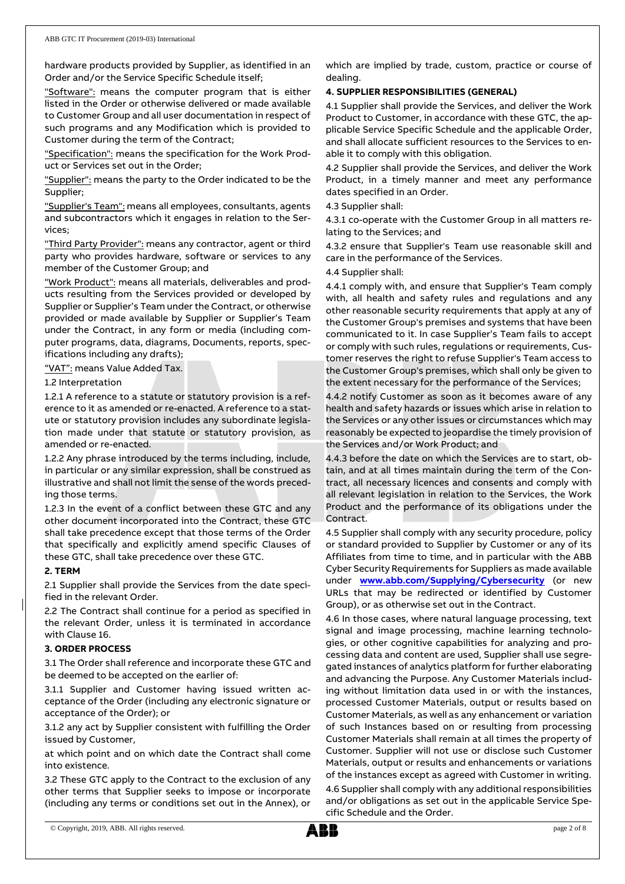hardware products provided by Supplier, as identified in an Order and/or the Service Specific Schedule itself;

"Software": means the computer program that is either listed in the Order or otherwise delivered or made available to Customer Group and all user documentation in respect of such programs and any Modification which is provided to Customer during the term of the Contract;

"Specification": means the specification for the Work Product or Services set out in the Order;

"Supplier": means the party to the Order indicated to be the Supplier;

"Supplier's Team": means all employees, consultants, agents and subcontractors which it engages in relation to the Services;

"Third Party Provider": means any contractor, agent or third party who provides hardware, software or services to any member of the Customer Group; and

"Work Product": means all materials, deliverables and products resulting from the Services provided or developed by Supplier or Supplier's Team under the Contract, or otherwise provided or made available by Supplier or Supplier's Team under the Contract, in any form or media (including computer programs, data, diagrams, Documents, reports, specifications including any drafts);

"VAT": means Value Added Tax.

1.2 Interpretation

1.2.1 A reference to a statute or statutory provision is a reference to it as amended or re-enacted. A reference to a statute or statutory provision includes any subordinate legislation made under that statute or statutory provision, as amended or re-enacted.

1.2.2 Any phrase introduced by the terms including, include, in particular or any similar expression, shall be construed as illustrative and shall not limit the sense of the words preceding those terms.

1.2.3 In the event of a conflict between these GTC and any other document incorporated into the Contract, these GTC shall take precedence except that those terms of the Order that specifically and explicitly amend specific Clauses of these GTC, shall take precedence over these GTC.

**2. TERM**

2.1 Supplier shall provide the Services from the date specified in the relevant Order.

2.2 The Contract shall continue for a period as specified in the relevant Order, unless it is terminated in accordance with Clause 16.

**3. ORDER PROCESS**

3.1 The Order shall reference and incorporate these GTC and be deemed to be accepted on the earlier of:

3.1.1 Supplier and Customer having issued written acceptance of the Order (including any electronic signature or acceptance of the Order); or

3.1.2 any act by Supplier consistent with fulfilling the Order issued by Customer,

at which point and on which date the Contract shall come into existence.

3.2 These GTC apply to the Contract to the exclusion of any other terms that Supplier seeks to impose or incorporate (including any terms or conditions set out in the Annex), or which are implied by trade, custom, practice or course of dealing.

**4. SUPPLIER RESPONSIBILITIES (GENERAL)**

4.1 Supplier shall provide the Services, and deliver the Work Product to Customer, in accordance with these GTC, the applicable Service Specific Schedule and the applicable Order, and shall allocate sufficient resources to the Services to enable it to comply with this obligation.

4.2 Supplier shall provide the Services, and deliver the Work Product, in a timely manner and meet any performance dates specified in an Order.

4.3 Supplier shall:

4.3.1 co-operate with the Customer Group in all matters relating to the Services; and

4.3.2 ensure that Supplier's Team use reasonable skill and care in the performance of the Services.

4.4 Supplier shall:

4.4.1 comply with, and ensure that Supplier's Team comply with, all health and safety rules and regulations and any other reasonable security requirements that apply at any of the Customer Group's premises and systems that have been communicated to it. In case Supplier's Team fails to accept or comply with such rules, regulations or requirements, Customer reserves the right to refuse Supplier's Team access to the Customer Group's premises, which shall only be given to the extent necessary for the performance of the Services;

4.4.2 notify Customer as soon as it becomes aware of any health and safety hazards or issues which arise in relation to the Services or any other issues or circumstances which may reasonably be expected to jeopardise the timely provision of the Services and/or Work Product; and

4.4.3 before the date on which the Services are to start, obtain, and at all times maintain during the term of the Contract, all necessary licences and consents and comply with all relevant legislation in relation to the Services, the Work Product and the performance of its obligations under the Contract.

4.5 Supplier shall comply with any security procedure, policy or standard provided to Supplier by Customer or any of its Affiliates from time to time, and in particular with the ABB Cyber Security Requirements for Suppliers as made available under **www.abb.com/Supplying/Cybersecurity** (or new URLs that may be redirected or identified by Customer Group), or as otherwise set out in the Contract.

4.6 In those cases, where natural language processing, text signal and image processing, machine learning technologies, or other cognitive capabilities for analyzing and processing data and content are used, Supplier shall use segregated instances of analytics platform for further elaborating and advancing the Purpose. Any Customer Materials including without limitation data used in or with the instances, processed Customer Materials, output or results based on Customer Materials, as well as any enhancement or variation of such Instances based on or resulting from processing Customer Materials shall remain at all times the property of Customer. Supplier will not use or disclose such Customer Materials, output or results and enhancements or variations of the instances except as agreed with Customer in writing.

4.6 Supplier shall comply with any additional responsibilities and/or obligations as set out in the applicable Service Specific Schedule and the Order.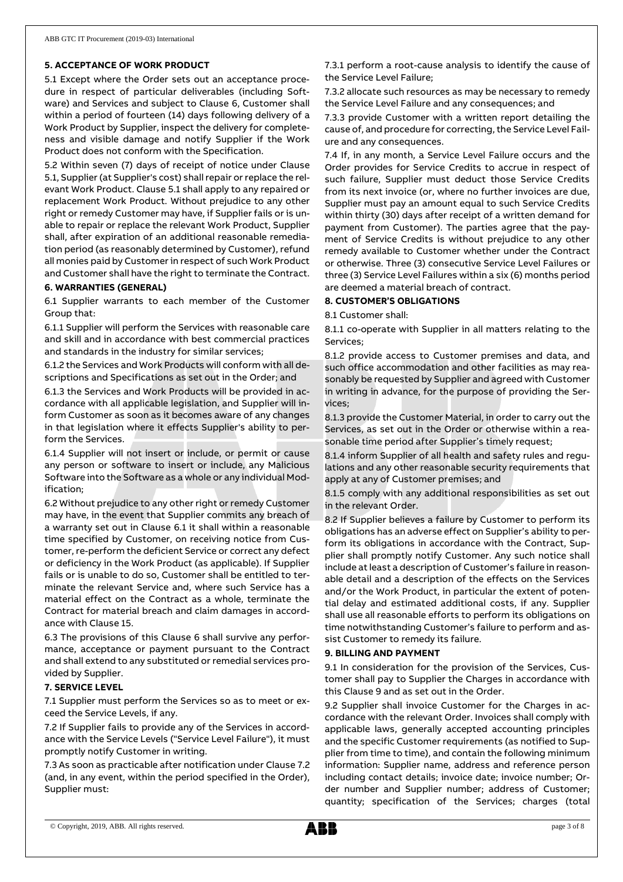## 5. ACCEPTANCE OF WORK PRODUCT

5.1 Except where the Order sets out an acceptance procedure in respect of particular deliverables (including Software) and Services and subject to Clause 6, Customer shall within a period of fourteen (14) days following delivery of a Work Product by Supplier, inspect the delivery for completeness and visible damage and notify Supplier if the Work Product does not conform with the Specification.

5.2 Within seven (7) days of receipt of notice under Clause 5.1, Supplier (at Supplier's cost) shall repair or replace the relevant Work Product. Clause 5.1 shall apply to any repaired or replacement Work Product. Without prejudice to any other right or remedy Customer may have, if Supplier fails or is unable to repair or replace the relevant Work Product, Supplier shall, after expiration of an additional reasonable remediation period (as reasonably determined by Customer), refund all monies paid by Customer in respect of such Work Product and Customer shall have the right to terminate the Contract.

## 6. WARRANTIES (GENERAL)

6.1 Supplier warrants to each member of the Customer Group that:

6.1.1 Supplier will perform the Services with reasonable care and skill and in accordance with best commercial practices and standards in the industry for similar services;

6.1.2 the Services and Work Products will conform with all descriptions and Specifications as set out in the Order; and

6.1.3 the Services and Work Products will be provided in accordance with all applicable legislation, and Supplier will inform Customer as soon as it becomes aware of any changes in that legislation where it effects Supplier's ability to perform the Services.

6.1.4 Supplier will not insert or include, or permit or cause any person or software to insert or include, any Malicious Software into the Software as a whole or any individual Modification;

6.2 Without prejudice to any other right or remedy Customer may have, in the event that Supplier commits any breach of a warranty set out in Clause 6.1 it shall within a reasonable time specified by Customer, on receiving notice from Customer, re-perform the deficient Service or correct any defect or deficiency in the Work Product (as applicable). If Supplier fails or is unable to do so, Customer shall be entitled to terminate the relevant Service and, where such Service has a material effect on the Contract as a whole, terminate the Contract for material breach and claim damages in accordance with Clause 15.

6.3 The provisions of this Clause 6 shall survive any performance, acceptance or payment pursuant to the Contract and shall extend to any substituted or remedial services provided by Supplier.

## 7. SERVICE LEVEL

7.1 Supplier must perform the Services so as to meet or exceed the Service Levels, if any.

7.2 If Supplier fails to provide any of the Services in accordance with the Service Levels ("Service Level Failure"), it must promptly notify Customer in writing.

7.3 As soon as practicable after notification under Clause 7.2 (and, in any event, within the period specified in the Order), Supplier must:

7.3.1 perform a root-cause analysis to identify the cause of the Service Level Failure;

7.3.2 allocate such resources as may be necessary to remedy the Service Level Failure and any consequences; and

7.3.3 provide Customer with a written report detailing the cause of, and procedure for correcting, the Service Level Failure and any consequences.

7.4 If, in any month, a Service Level Failure occurs and the Order provides for Service Credits to accrue in respect of such failure, Supplier must deduct those Service Credits from its next invoice (or, where no further invoices are due, Supplier must pay an amount equal to such Service Credits within thirty (30) days after receipt of a written demand for payment from Customer). The parties agree that the payment of Service Credits is without prejudice to any other remedy available to Customer whether under the Contract or otherwise. Three (3) consecutive Service Level Failures or three (3) Service Level Failures within a six (6) months period are deemed a material breach of contract.

## 8. CUSTOMER'S OBLIGATIONS

8.1 Customer shall:

8.1.1 co-operate with Supplier in all matters relating to the Services;

8.1.2 provide access to Customer premises and data, and such office accommodation and other facilities as may reasonably be requested by Supplier and agreed with Customer in writing in advance, for the purpose of providing the Services;

8.1.3 provide the Customer Material, in order to carry out the Services, as set out in the Order or otherwise within a reasonable time period after Supplier's timely request;

8.1.4 inform Supplier of all health and safety rules and regulations and any other reasonable security requirements that apply at any of Customer premises; and

8.1.5 comply with any additional responsibilities as set out in the relevant Order.

8.2 If Supplier believes a failure by Customer to perform its obligations has an adverse effect on Supplier's ability to perform its obligations in accordance with the Contract, Supplier shall promptly notify Customer. Any such notice shall include at least a description of Customer's failure in reasonable detail and a description of the effects on the Services and/or the Work Product, in particular the extent of potential delay and estimated additional costs, if any. Supplier shall use all reasonable efforts to perform its obligations on time notwithstanding Customer's failure to perform and assist Customer to remedy its failure.

## 9. BILLING AND PAYMENT

9.1 In consideration for the provision of the Services, Customer shall pay to Supplier the Charges in accordance with this Clause 9 and as set out in the Order.

9.2 Supplier shall invoice Customer for the Charges in accordance with the relevant Order. Invoices shall comply with applicable laws, generally accepted accounting principles and the specific Customer requirements (as notified to Supplier from time to time), and contain the following minimum information: Supplier name, address and reference person including contact details; invoice date; invoice number; Order number and Supplier number; address of Customer; quantity; specification of the Services; charges (total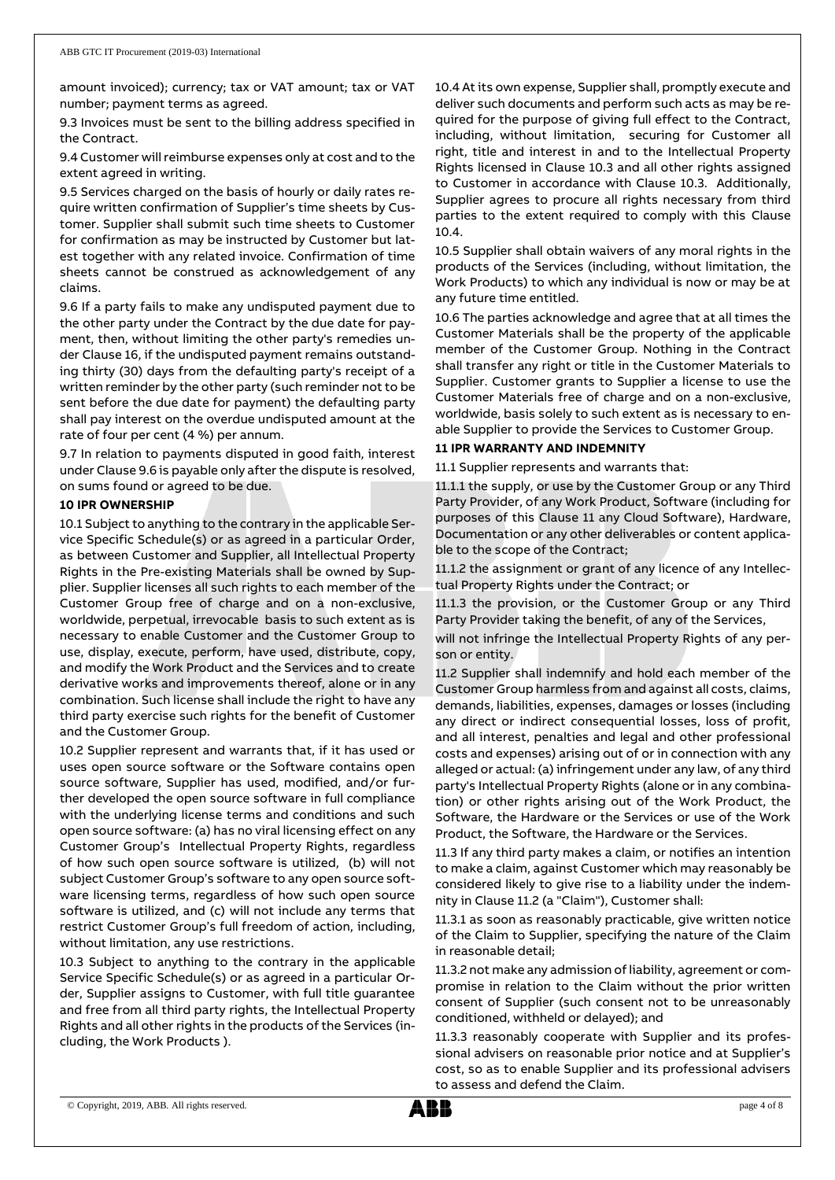amount invoiced); currency; tax or VAT amount; tax or VAT number; payment terms as agreed.

9.3 Invoices must be sent to the billing address specified in the Contract.

9.4 Customer will reimburse expenses only at cost and to the extent agreed in writing.

9.5 Services charged on the basis of hourly or daily rates require written confirmation of Supplier's time sheets by Customer. Supplier shall submit such time sheets to Customer for confirmation as may be instructed by Customer but latest together with any related invoice. Confirmation of time sheets cannot be construed as acknowledgement of any claims.

9.6 If a party fails to make any undisputed payment due to the other party under the Contract by the due date for payment, then, without limiting the other party's remedies under Clause 16, if the undisputed payment remains outstanding thirty (30) days from the defaulting party's receipt of a written reminder by the other party (such reminder not to be sent before the due date for payment) the defaulting party shall pay interest on the overdue undisputed amount at the rate of four per cent (4 %) per annum.

9.7 In relation to payments disputed in good faith, interest under Clause 9.6 is payable only after the dispute is resolved, on sums found or agreed to be due.

**10 IPR OWNERSHIP**

10.1 Subject to anything to the contrary in the applicable Service Specific Schedule(s) or as agreed in a particular Order, as between Customer and Supplier, all Intellectual Property Rights in the Pre-existing Materials shall be owned by Supplier. Supplier licenses all such rights to each member of the Customer Group free of charge and on a non-exclusive, worldwide, perpetual, irrevocable basis to such extent as is necessary to enable Customer and the Customer Group to use, display, execute, perform, have used, distribute, copy, and modify the Work Product and the Services and to create derivative works and improvements thereof, alone or in any combination. Such license shall include the right to have any third party exercise such rights for the benefit of Customer and the Customer Group.

10.2 Supplier represent and warrants that, if it has used or uses open source software or the Software contains open source software, Supplier has used, modified, and/or further developed the open source software in full compliance with the underlying license terms and conditions and such open source software: (a) has no viral licensing effect on any Customer Group's Intellectual Property Rights, regardless of how such open source software is utilized, (b) will not subject Customer Group's software to any open source software licensing terms, regardless of how such open source software is utilized, and (c) will not include any terms that restrict Customer Group's full freedom of action, including, without limitation, any use restrictions.

10.3 Subject to anything to the contrary in the applicable Service Specific Schedule(s) or as agreed in a particular Order, Supplier assigns to Customer, with full title guarantee and free from all third party rights, the Intellectual Property Rights and all other rights in the products of the Services (including, the Work Products ).

10.4 At its own expense, Supplier shall, promptly execute and deliver such documents and perform such acts as may be required for the purpose of giving full effect to the Contract, including, without limitation, securing for Customer all right, title and interest in and to the Intellectual Property Rights licensed in Clause 10.3 and all other rights assigned to Customer in accordance with Clause 10.3. Additionally, Supplier agrees to procure all rights necessary from third parties to the extent required to comply with this Clause 10.4.

10.5 Supplier shall obtain waivers of any moral rights in the products of the Services (including, without limitation, the Work Products) to which any individual is now or may be at any future time entitled.

10.6 The parties acknowledge and agree that at all times the Customer Materials shall be the property of the applicable member of the Customer Group. Nothing in the Contract shall transfer any right or title in the Customer Materials to Supplier. Customer grants to Supplier a license to use the Customer Materials free of charge and on a non-exclusive, worldwide, basis solely to such extent as is necessary to enable Supplier to provide the Services to Customer Group.

**11 IPR WARRANTY AND INDEMNITY**

11.1 Supplier represents and warrants that:

11.1.1 the supply, or use by the Customer Group or any Third Party Provider, of any Work Product, Software (including for purposes of this Clause 11 any Cloud Software), Hardware, Documentation or any other deliverables or content applicable to the scope of the Contract;

11.1.2 the assignment or grant of any licence of any Intellectual Property Rights under the Contract; or

11.1.3 the provision, or the Customer Group or any Third Party Provider taking the benefit, of any of the Services,

will not infringe the Intellectual Property Rights of any person or entity.

11.2 Supplier shall indemnify and hold each member of the Customer Group harmless from and against all costs, claims, demands, liabilities, expenses, damages or losses (including any direct or indirect consequential losses, loss of profit, and all interest, penalties and legal and other professional costs and expenses) arising out of or in connection with any alleged or actual: (a) infringement under any law, of any third party's Intellectual Property Rights (alone or in any combination) or other rights arising out of the Work Product, the Software, the Hardware or the Services or use of the Work Product, the Software, the Hardware or the Services.

11.3 If any third party makes a claim, or notifies an intention to make a claim, against Customer which may reasonably be considered likely to give rise to a liability under the indemnity in Clause 11.2 (a "Claim"), Customer shall:

11.3.1 as soon as reasonably practicable, give written notice of the Claim to Supplier, specifying the nature of the Claim in reasonable detail;

11.3.2 not make any admission of liability, agreement or compromise in relation to the Claim without the prior written consent of Supplier (such consent not to be unreasonably conditioned, withheld or delayed); and

11.3.3 reasonably cooperate with Supplier and its professional advisers on reasonable prior notice and at Supplier's cost, so as to enable Supplier and its professional advisers to assess and defend the Claim.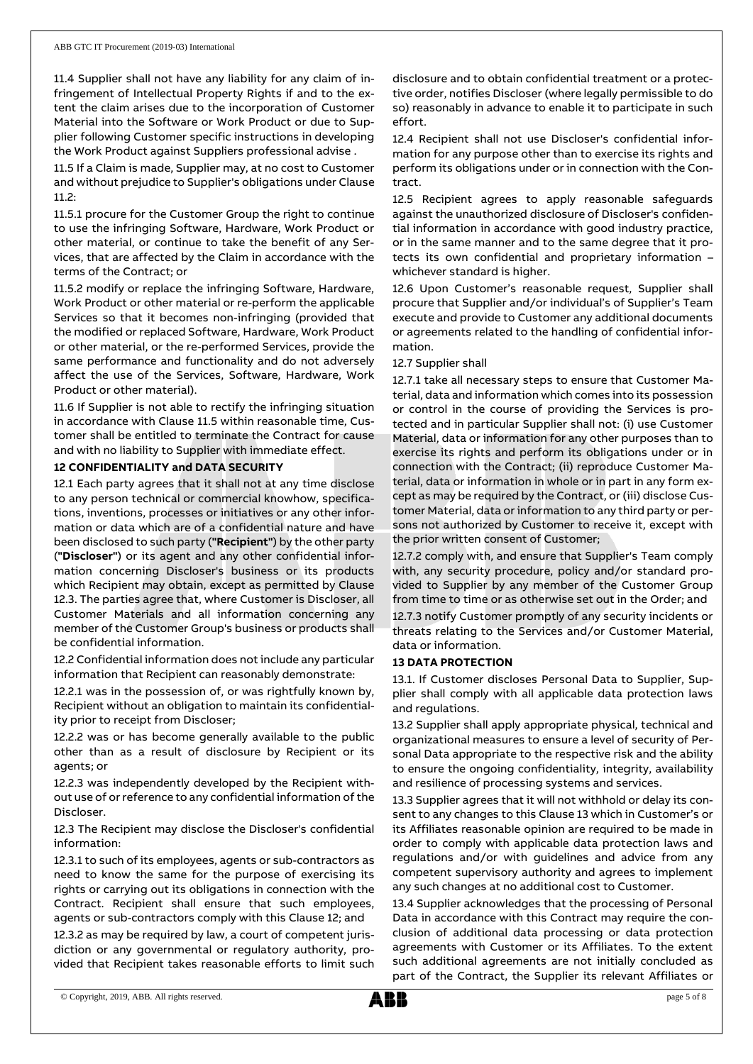11.4 Supplier shall not have any liability for any claim of infringement of Intellectual Property Rights if and to the extent the claim arises due to the incorporation of Customer Material into the Software or Work Product or due to Supplier following Customer specific instructions in developing the Work Product against Suppliers professional advise .

11.5 If a Claim is made, Supplier may, at no cost to Customer and without prejudice to Supplier's obligations under Clause 11.2:

11.5.1 procure for the Customer Group the right to continue to use the infringing Software, Hardware, Work Product or other material, or continue to take the benefit of any Services, that are affected by the Claim in accordance with the terms of the Contract; or

11.5.2 modify or replace the infringing Software, Hardware, Work Product or other material or re-perform the applicable Services so that it becomes non-infringing (provided that the modified or replaced Software, Hardware, Work Product or other material, or the re-performed Services, provide the same performance and functionality and do not adversely affect the use of the Services, Software, Hardware, Work Product or other material).

11.6 If Supplier is not able to rectify the infringing situation in accordance with Clause 11.5 within reasonable time, Customer shall be entitled to terminate the Contract for cause and with no liability to Supplier with immediate effect.

**12 CONFIDENTIALITY and DATA SECURITY**

12.1 Each party agrees that it shall not at any time disclose to any person technical or commercial knowhow, specifications, inventions, processes or initiatives or any other information or data which are of a confidential nature and have been disclosed to such party (**"Recipient"**) by the other party (**"Discloser"**) or its agent and any other confidential information concerning Discloser's business or its products which Recipient may obtain, except as permitted by Clause 12.3. The parties agree that, where Customer is Discloser, all Customer Materials and all information concerning any member of the Customer Group's business or products shall be confidential information.

12.2 Confidential information does not include any particular information that Recipient can reasonably demonstrate:

12.2.1 was in the possession of, or was rightfully known by, Recipient without an obligation to maintain its confidentiality prior to receipt from Discloser;

12.2.2 was or has become generally available to the public other than as a result of disclosure by Recipient or its agents; or

12.2.3 was independently developed by the Recipient without use of or reference to any confidential information of the Discloser.

12.3 The Recipient may disclose the Discloser's confidential information:

12.3.1 to such of its employees, agents or sub-contractors as need to know the same for the purpose of exercising its rights or carrying out its obligations in connection with the Contract. Recipient shall ensure that such employees, agents or sub-contractors comply with this Clause 12; and

12.3.2 as may be required by law, a court of competent jurisdiction or any governmental or regulatory authority, provided that Recipient takes reasonable efforts to limit such disclosure and to obtain confidential treatment or a protective order, notifies Discloser (where legally permissible to do so) reasonably in advance to enable it to participate in such effort.

12.4 Recipient shall not use Discloser's confidential information for any purpose other than to exercise its rights and perform its obligations under or in connection with the Contract.

12.5 Recipient agrees to apply reasonable safeguards against the unauthorized disclosure of Discloser's confidential information in accordance with good industry practice, or in the same manner and to the same degree that it protects its own confidential and proprietary information – whichever standard is higher.

12.6 Upon Customer's reasonable request, Supplier shall procure that Supplier and/or individual's of Supplier's Team execute and provide to Customer any additional documents or agreements related to the handling of confidential information.

12.7 Supplier shall

12.7.1 take all necessary steps to ensure that Customer Material, data and information which comes into its possession or control in the course of providing the Services is protected and in particular Supplier shall not: (i) use Customer Material, data or information for any other purposes than to exercise its rights and perform its obligations under or in connection with the Contract; (ii) reproduce Customer Material, data or information in whole or in part in any form except as may be required by the Contract, or (iii) disclose Customer Material, data or information to any third party or persons not authorized by Customer to receive it, except with the prior written consent of Customer;

12.7.2 comply with, and ensure that Supplier's Team comply with, any security procedure, policy and/or standard provided to Supplier by any member of the Customer Group from time to time or as otherwise set out in the Order; and

12.7.3 notify Customer promptly of any security incidents or threats relating to the Services and/or Customer Material, data or information.

**13 DATA PROTECTION**

13.1. If Customer discloses Personal Data to Supplier, Supplier shall comply with all applicable data protection laws and regulations.

13.2 Supplier shall apply appropriate physical, technical and organizational measures to ensure a level of security of Personal Data appropriate to the respective risk and the ability to ensure the ongoing confidentiality, integrity, availability and resilience of processing systems and services.

13.3 Supplier agrees that it will not withhold or delay its consent to any changes to this Clause 13 which in Customer's or its Affiliates reasonable opinion are required to be made in order to comply with applicable data protection laws and regulations and/or with guidelines and advice from any competent supervisory authority and agrees to implement any such changes at no additional cost to Customer.

13.4 Supplier acknowledges that the processing of Personal Data in accordance with this Contract may require the conclusion of additional data processing or data protection agreements with Customer or its Affiliates. To the extent such additional agreements are not initially concluded as part of the Contract, the Supplier its relevant Affiliates or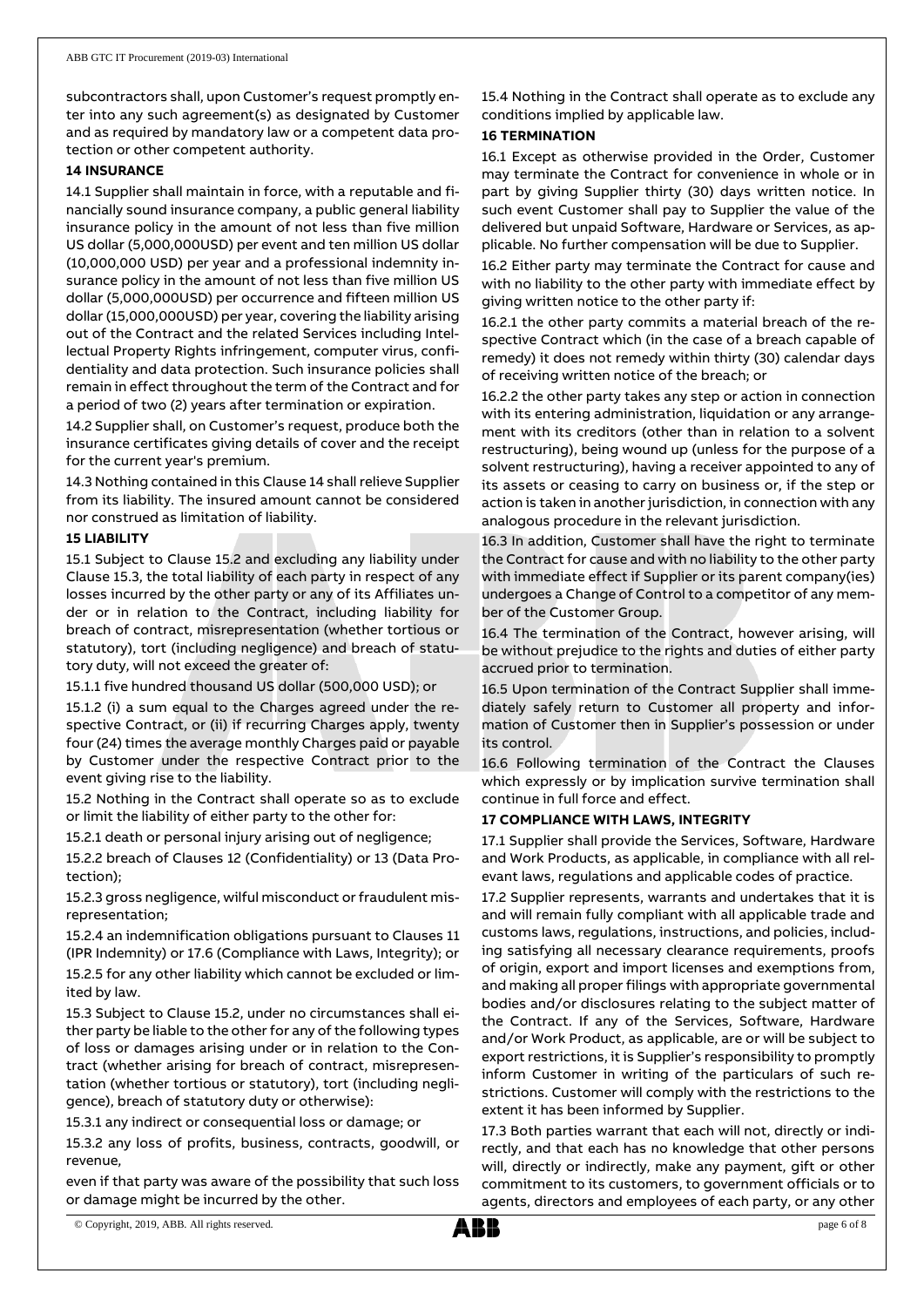subcontractors shall, upon Customer's request promptly enter into any such agreement(s) as designated by Customer and as required by mandatory law or a competent data protection or other competent authority.

**14 INSURANCE**

14.1 Supplier shall maintain in force, with a reputable and financially sound insurance company, a public general liability insurance policy in the amount of not less than five million US dollar (5,000,000USD) per event and ten million US dollar (10,000,000 USD) per year and a professional indemnity insurance policy in the amount of not less than five million US dollar (5,000,000USD) per occurrence and fifteen million US dollar (15,000,000USD) per year, covering the liability arising out of the Contract and the related Services including Intellectual Property Rights infringement, computer virus, confidentiality and data protection. Such insurance policies shall remain in effect throughout the term of the Contract and for a period of two (2) years after termination or expiration.

14.2 Supplier shall, on Customer's request, produce both the insurance certificates giving details of cover and the receipt for the current year's premium.

14.3 Nothing contained in this Clause 14 shall relieve Supplier from its liability. The insured amount cannot be considered nor construed as limitation of liability.

**15 LIABILITY**

15.1 Subject to Clause 15.2 and excluding any liability under Clause 15.3, the total liability of each party in respect of any losses incurred by the other party or any of its Affiliates under or in relation to the Contract, including liability for breach of contract, misrepresentation (whether tortious or statutory), tort (including negligence) and breach of statutory duty, will not exceed the greater of:

15.1.1 five hundred thousand US dollar (500,000 USD); or

15.1.2 (i) a sum equal to the Charges agreed under the respective Contract, or (ii) if recurring Charges apply, twenty four (24) times the average monthly Charges paid or payable by Customer under the respective Contract prior to the event giving rise to the liability.

15.2 Nothing in the Contract shall operate so as to exclude or limit the liability of either party to the other for:

15.2.1 death or personal injury arising out of negligence;

15.2.2 breach of Clauses 12 (Confidentiality) or 13 (Data Protection);

15.2.3 gross negligence, wilful misconduct or fraudulent misrepresentation;

15.2.4 an indemnification obligations pursuant to Clauses 11 (IPR Indemnity) or 17.6 (Compliance with Laws, Integrity); or

15.2.5 for any other liability which cannot be excluded or limited by law.

15.3 Subject to Clause 15.2, under no circumstances shall either party be liable to the other for any of the following types of loss or damages arising under or in relation to the Contract (whether arising for breach of contract, misrepresentation (whether tortious or statutory), tort (including negligence), breach of statutory duty or otherwise):

15.3.1 any indirect or consequential loss or damage; or

15.3.2 any loss of profits, business, contracts, goodwill, or revenue,

even if that party was aware of the possibility that such loss or damage might be incurred by the other.

15.4 Nothing in the Contract shall operate as to exclude any conditions implied by applicable law.

**16 TERMINATION**

16.1 Except as otherwise provided in the Order, Customer may terminate the Contract for convenience in whole or in part by giving Supplier thirty (30) days written notice. In such event Customer shall pay to Supplier the value of the delivered but unpaid Software, Hardware or Services, as applicable. No further compensation will be due to Supplier.

16.2 Either party may terminate the Contract for cause and with no liability to the other party with immediate effect by giving written notice to the other party if:

16.2.1 the other party commits a material breach of the respective Contract which (in the case of a breach capable of remedy) it does not remedy within thirty (30) calendar days of receiving written notice of the breach; or

16.2.2 the other party takes any step or action in connection with its entering administration, liquidation or any arrangement with its creditors (other than in relation to a solvent restructuring), being wound up (unless for the purpose of a solvent restructuring), having a receiver appointed to any of its assets or ceasing to carry on business or, if the step or action is taken in another jurisdiction, in connection with any analogous procedure in the relevant jurisdiction.

16.3 In addition, Customer shall have the right to terminate the Contract for cause and with no liability to the other party with immediate effect if Supplier or its parent company(ies) undergoes a Change of Control to a competitor of any member of the Customer Group.

16.4 The termination of the Contract, however arising, will be without prejudice to the rights and duties of either party accrued prior to termination.

16.5 Upon termination of the Contract Supplier shall immediately safely return to Customer all property and information of Customer then in Supplier's possession or under its control.

16.6 Following termination of the Contract the Clauses which expressly or by implication survive termination shall continue in full force and effect.

**17 COMPLIANCE WITH LAWS, INTEGRITY**

17.1 Supplier shall provide the Services, Software, Hardware and Work Products, as applicable, in compliance with all relevant laws, regulations and applicable codes of practice.

17.2 Supplier represents, warrants and undertakes that it is and will remain fully compliant with all applicable trade and customs laws, regulations, instructions, and policies, including satisfying all necessary clearance requirements, proofs of origin, export and import licenses and exemptions from, and making all proper filings with appropriate governmental bodies and/or disclosures relating to the subject matter of the Contract. If any of the Services, Software, Hardware and/or Work Product, as applicable, are or will be subject to export restrictions, it is Supplier's responsibility to promptly inform Customer in writing of the particulars of such restrictions. Customer will comply with the restrictions to the extent it has been informed by Supplier.

17.3 Both parties warrant that each will not, directly or indirectly, and that each has no knowledge that other persons will, directly or indirectly, make any payment, gift or other commitment to its customers, to government officials or to agents, directors and employees of each party, or any other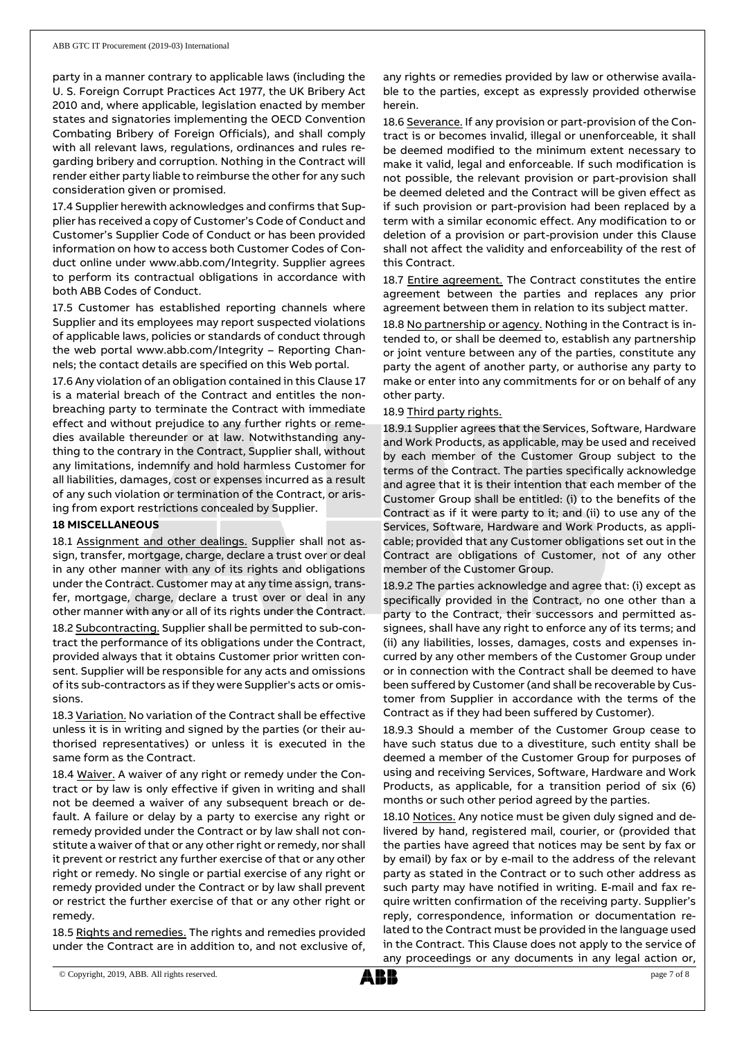party in a manner contrary to applicable laws (including the U. S. Foreign Corrupt Practices Act 1977, the UK Bribery Act 2010 and, where applicable, legislation enacted by member states and signatories implementing the OECD Convention Combating Bribery of Foreign Officials), and shall comply with all relevant laws, regulations, ordinances and rules regarding bribery and corruption. Nothing in the Contract will render either party liable to reimburse the other for any such consideration given or promised.

17.4 Supplier herewith acknowledges and confirms that Supplier has received a copy of Customer's Code of Conduct and Customer's Supplier Code of Conduct or has been provided information on how to access both Customer Codes of Conduct online under www.abb.com/Integrity. Supplier agrees to perform its contractual obligations in accordance with both ABB Codes of Conduct.

17.5 Customer has established reporting channels where Supplier and its employees may report suspected violations of applicable laws, policies or standards of conduct through the web portal www.abb.com/Integrity – Reporting Channels; the contact details are specified on this Web portal.

17.6 Any violation of an obligation contained in this Clause 17 is a material breach of the Contract and entitles the non-breaching party to terminate the Contract with immediate effect and without prejudice to any further rights or remedies available thereunder or at law. Notwithstanding anything to the contrary in the Contract, Supplier shall, without any limitations, indemnify and hold harmless Customer for all liabilities, damages, cost or expenses incurred as a result of any such violation or termination of the Contract, or arising from export restrictions concealed by Supplier.

**18 MISCELLANEOUS**

18.1 Assignment and other dealings. Supplier shall not assign, transfer, mortgage, charge, declare a trust over or deal in any other manner with any of its rights and obligations under the Contract. Customer may at any time assign, transfer, mortgage, charge, declare a trust over or deal in any other manner with any or all of its rights under the Contract.

18.2 Subcontracting. Supplier shall be permitted to sub-contract the performance of its obligations under the Contract, provided always that it obtains Customer prior written consent. Supplier will be responsible for any acts and omissions of its sub-contractors as if they were Supplier's acts or omissions.

18.3 Variation. No variation of the Contract shall be effective unless it is in writing and signed by the parties (or their authorised representatives) or unless it is executed in the same form as the Contract.

18.4 Waiver. A waiver of any right or remedy under the Contract or by law is only effective if given in writing and shall not be deemed a waiver of any subsequent breach or default. A failure or delay by a party to exercise any right or remedy provided under the Contract or by law shall not constitute a waiver of that or any other right or remedy, nor shall it prevent or restrict any further exercise of that or any other right or remedy. No single or partial exercise of any right or remedy provided under the Contract or by law shall prevent or restrict the further exercise of that or any other right or remedy.

18.5 Rights and remedies. The rights and remedies provided under the Contract are in addition to, and not exclusive of, any rights or remedies provided by law or otherwise available to the parties, except as expressly provided otherwise herein.

18.6 Severance. If any provision or part-provision of the Contract is or becomes invalid, illegal or unenforceable, it shall be deemed modified to the minimum extent necessary to make it valid, legal and enforceable. If such modification is not possible, the relevant provision or part-provision shall be deemed deleted and the Contract will be given effect as if such provision or part-provision had been replaced by a term with a similar economic effect. Any modification to or deletion of a provision or part-provision under this Clause shall not affect the validity and enforceability of the rest of this Contract.

18.7 Entire agreement. The Contract constitutes the entire agreement between the parties and replaces any prior agreement between them in relation to its subject matter.

18.8 No partnership or agency. Nothing in the Contract is intended to, or shall be deemed to, establish any partnership or joint venture between any of the parties, constitute any party the agent of another party, or authorise any party to make or enter into any commitments for or on behalf of any other party.

18.9 Third party rights.

18.9.1 Supplier agrees that the Services, Software, Hardware and Work Products, as applicable, may be used and received by each member of the Customer Group subject to the terms of the Contract. The parties specifically acknowledge and agree that it is their intention that each member of the Customer Group shall be entitled: (i) to the benefits of the Contract as if it were party to it; and (ii) to use any of the Services, Software, Hardware and Work Products, as applicable; provided that any Customer obligations set out in the Contract are obligations of Customer, not of any other member of the Customer Group.

18.9.2 The parties acknowledge and agree that: (i) except as specifically provided in the Contract, no one other than a party to the Contract, their successors and permitted assignees, shall have any right to enforce any of its terms; and (ii) any liabilities, losses, damages, costs and expenses incurred by any other members of the Customer Group under or in connection with the Contract shall be deemed to have been suffered by Customer (and shall be recoverable by Customer from Supplier in accordance with the terms of the Contract as if they had been suffered by Customer).

18.9.3 Should a member of the Customer Group cease to have such status due to a divestiture, such entity shall be deemed a member of the Customer Group for purposes of using and receiving Services, Software, Hardware and Work Products, as applicable, for a transition period of six (6) months or such other period agreed by the parties.

18.10 Notices. Any notice must be given duly signed and delivered by hand, registered mail, courier, or (provided that the parties have agreed that notices may be sent by fax or by email) by fax or by e-mail to the address of the relevant party as stated in the Contract or to such other address as such party may have notified in writing. E-mail and fax require written confirmation of the receiving party. Supplier's reply, correspondence, information or documentation related to the Contract must be provided in the language used in the Contract. This Clause does not apply to the service of any proceedings or any documents in any legal action or,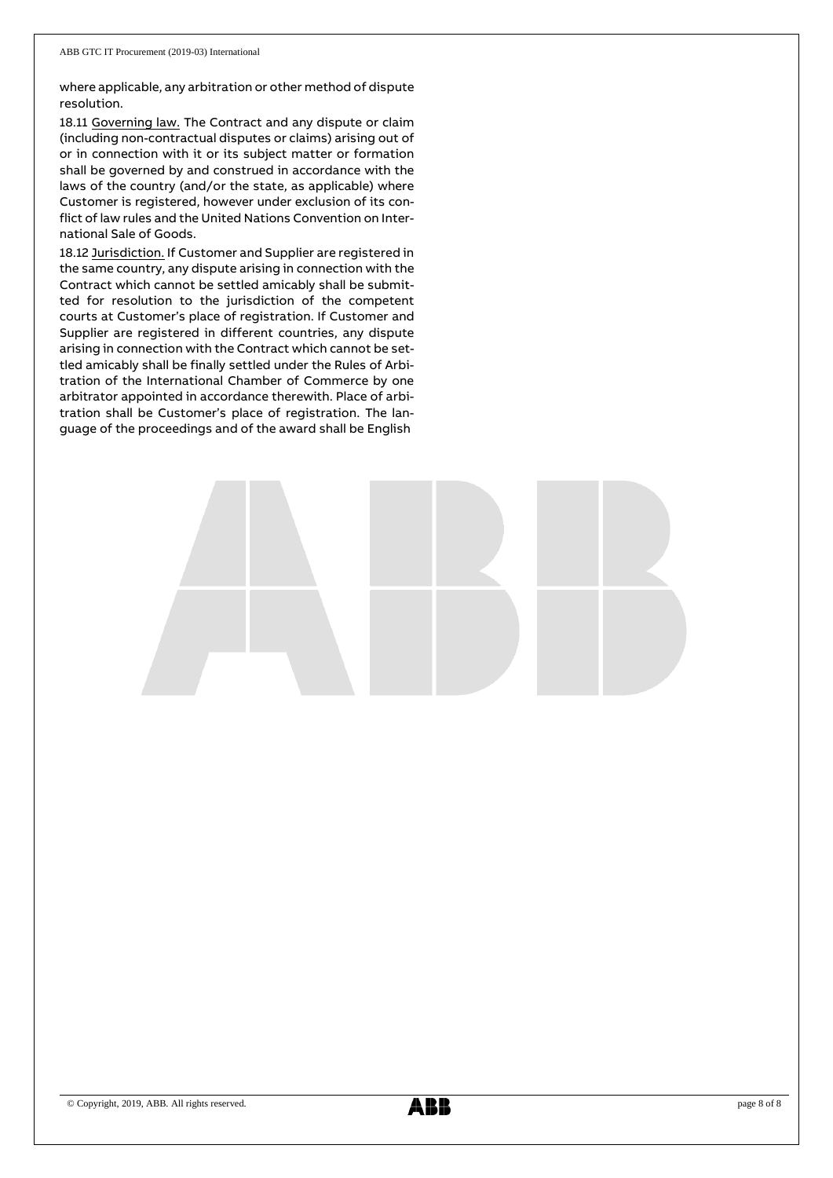where applicable, any arbitration or other method of dispute resolution.

18.11 <u>Governing law.</u> The Contract and any dispute or claim (including non-contractual disputes or claims) arising out of or in connection with it or its subject matter or formation shall be governed by and construed in accordance with the laws of the country (and/or the state, as applicable) where Customer is registered, however under exclusion of its conflict of law rules and the United Nations Convention on International Sale of Goods.

18.12 <u>Jurisdiction.</u> If Customer and Supplier are registered in the same country, any dispute arising in connection with the Contract which cannot be settled amicably shall be submitted for resolution to the jurisdiction of the competent courts at Customer's place of registration. If Customer and Supplier are registered in different countries, any dispute arising in connection with the Contract which cannot be settled amicably shall be finally settled under the Rules of Arbitration of the International Chamber of Commerce by one arbitrator appointed in accordance therewith. Place of arbitration shall be Customer's place of registration. The language of the proceedings and of the award shall be English